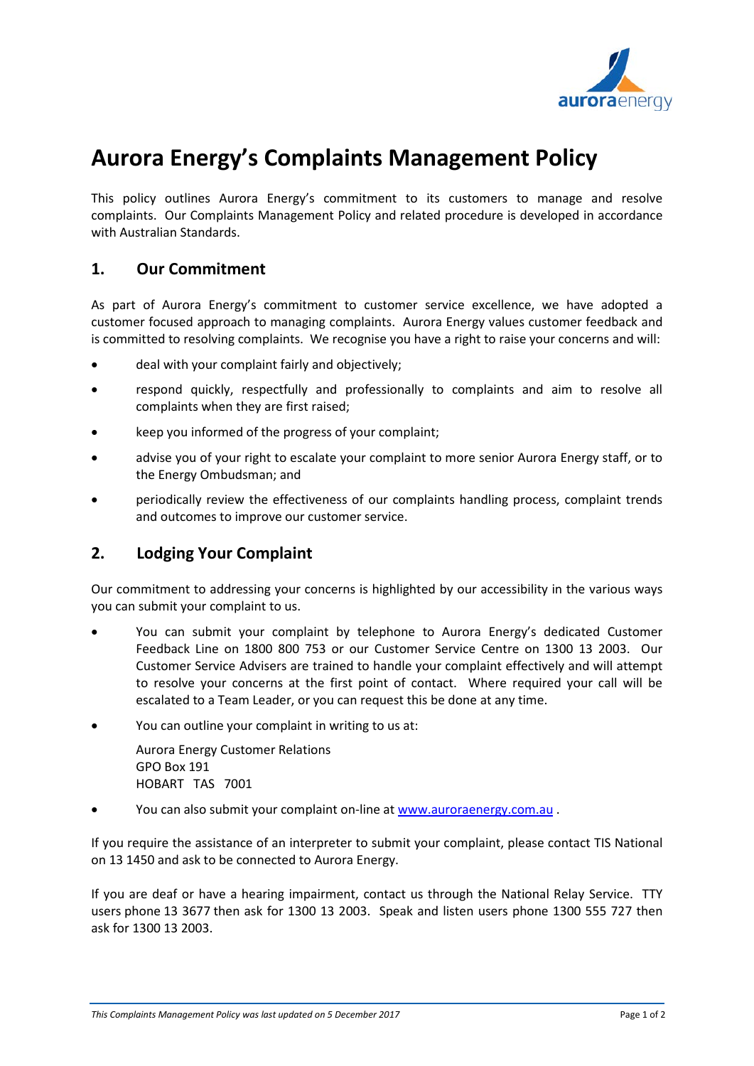# Aurora Energy's Complaints Management Policy

This policy outlines Aurora Energy's commitment to its customers to manage and resolve complaints. Our Complaints Management Policy and related procedure is developed in accordance with Australian Standards.

## 1. Our Commitment

As part of Aurora Energy's commitment to customer service excellence, we have adopted a customer focused approach to managing complaints. Aurora Energy values customer feedback and is committed to resolving complaints. We recognise you have a right to raise your concerns and will:

- deal with your complaint fairly and objectively;
- respond quickly, respectfully and professionally to complaints and aim to resolve all complaints when they are first raised;
- keep you informed of the progress of your complaint;
- advise you of your right to escalate your complaint to more senior Aurora Energy staff, or to the Energy Ombudsman; and
- periodically review the effectiveness of our complaints handling process, complaint trends and outcomes to improve our customer service.

## 2. Lodging Your Complaint

Our commitment to addressing your concerns is highlighted by our accessibility in the various ways you can submit your complaint to us.

- You can submit your complaint by telephone to Aurora Energy's dedicated Customer Feedback Line on 1800 800 753 or our Customer Service Centre on 1300 13 2003. Our Customer Service Advisers are trained to handle your complaint effectively and will attempt to resolve your concerns at the first point of contact. Where required your call will be escalated to a Team Leader, or you can request this be done at any time.
- You can outline your complaint in writing to us at:

  Aurora Energy Customer Relations
  GPO Box 191
  HOBART TAS 7001

- You can also submit your complaint on-line at [www.auroraenergy.com.au](www.auroraenergy.com.au) .

If you require the assistance of an interpreter to submit your complaint, please contact TIS National on 13 1450 and ask to be connected to Aurora Energy.

If you are deaf or have a hearing impairment, contact us through the National Relay Service. TTY users phone 13 3677 then ask for 1300 13 2003. Speak and listen users phone 1300 555 727 then ask for 1300 13 2003.

*This Complaints Management Policy was last updated on 5 December 2017*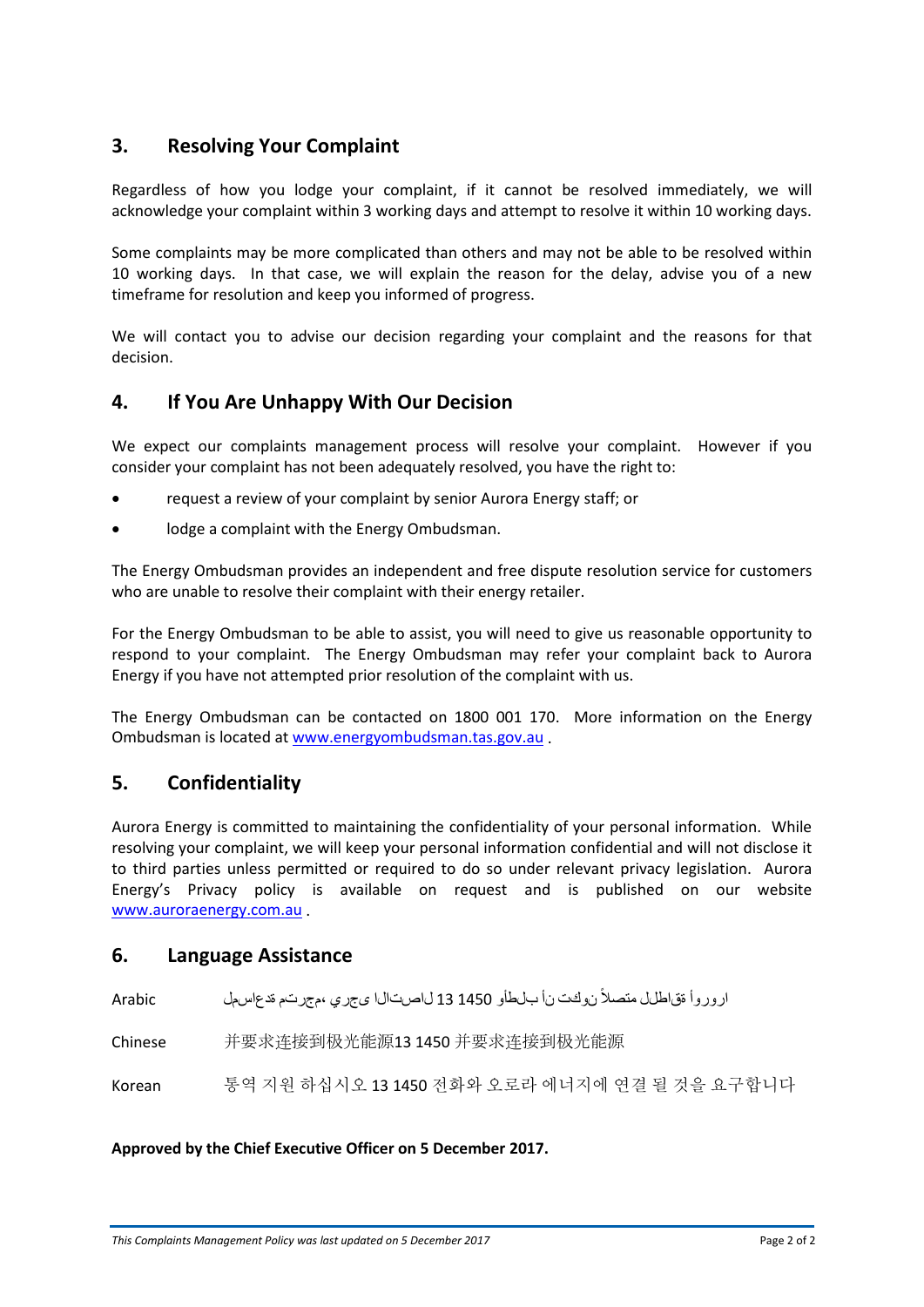## 3. Resolving Your Complaint

Regardless of how you lodge your complaint, if it cannot be resolved immediately, we will acknowledge your complaint within 3 working days and attempt to resolve it within 10 working days.

Some complaints may be more complicated than others and may not be able to be resolved within 10 working days. In that case, we will explain the reason for the delay, advise you of a new timeframe for resolution and keep you informed of progress.

We will contact you to advise our decision regarding your complaint and the reasons for that decision.

## 4. If You Are Unhappy With Our Decision

We expect our complaints management process will resolve your complaint. However if you consider your complaint has not been adequately resolved, you have the right to:

- request a review of your complaint by senior Aurora Energy staff; or
- lodge a complaint with the Energy Ombudsman.

The Energy Ombudsman provides an independent and free dispute resolution service for customers who are unable to resolve their complaint with their energy retailer.

For the Energy Ombudsman to be able to assist, you will need to give us reasonable opportunity to respond to your complaint. The Energy Ombudsman may refer your complaint back to Aurora Energy if you have not attempted prior resolution of the complaint with us.

The Energy Ombudsman can be contacted on 1800 001 170. More information on the Energy Ombudsman is located at www.energyombudsman.tas.gov.au .

## 5. Confidentiality

Aurora Energy is committed to maintaining the confidentiality of your personal information. While resolving your complaint, we will keep your personal information confidential and will not disclose it to third parties unless permitted or required to do so under relevant privacy legislation. Aurora Energy's Privacy policy is available on request and is published on our website www.auroraenergy.com.au .

## 6. Language Assistance

| | |
|---|---|
| Arabic | لمساعدة مترجم، يجري الاتصال 13 1450 واطلب أن تكون متصلاً للطاقة أورورا |
| Chinese | 并要求连接到极光能源13 1450 并要求连接到极光能源 |
| Korean | 통역 지원 하십시오 13 1450 전화와 오로라 에너지에 연결 될 것을 요구합니다 |

**Approved by the Chief Executive Officer on 5 December 2017.**